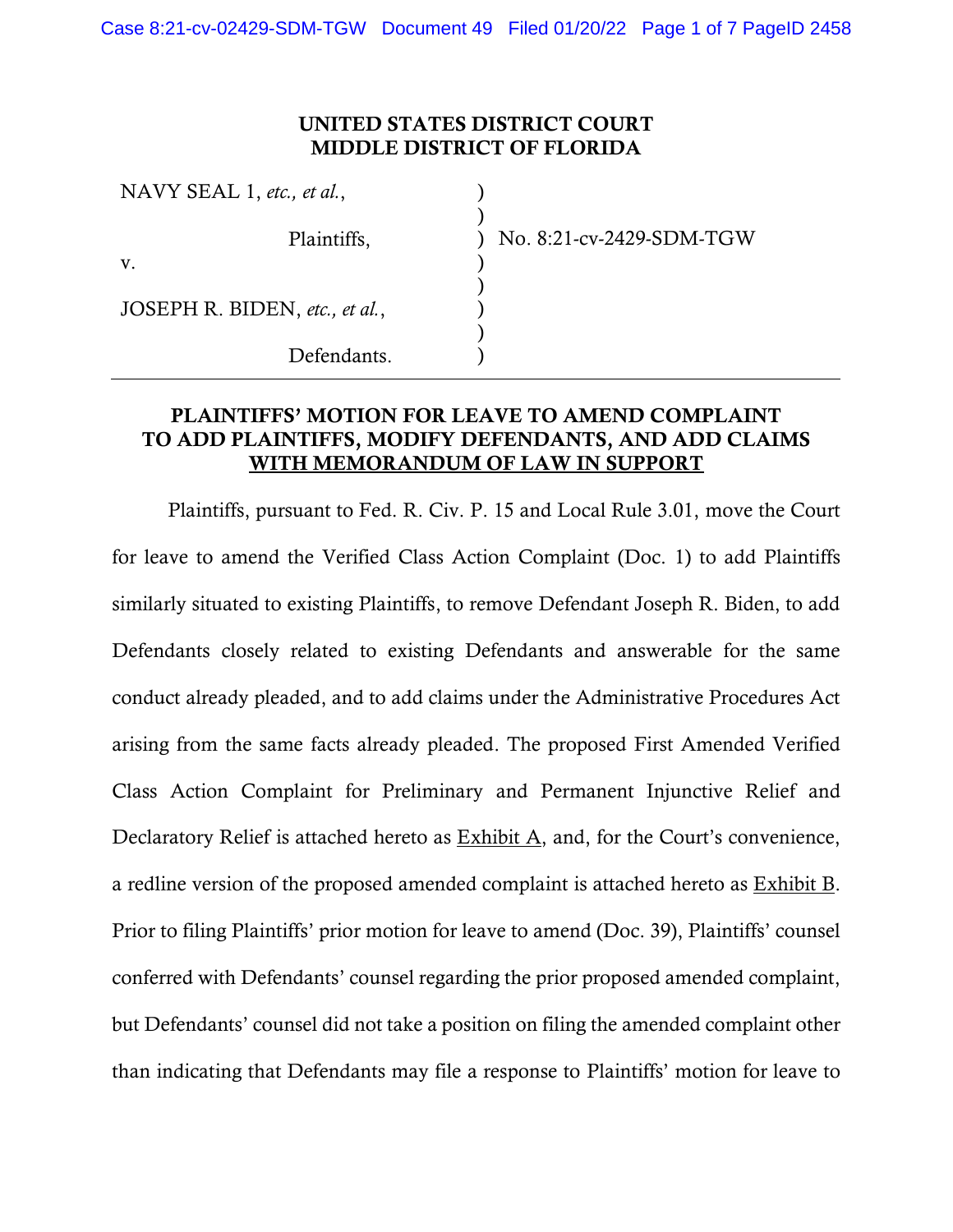**UNITED STATES DISTRICT COURT**
**MIDDLE DISTRICT OF FLORIDA**

| | | |
|---|---|---|
| NAVY SEAL 1, *etc., et al.*, | ) | |
| | ) | |
| Plaintiffs, | ) | No. 8:21-cv-2429-SDM-TGW |
| v. | ) | |
| | ) | |
| JOSEPH R. BIDEN, *etc., et al.*, | ) | |
| | ) | |
| Defendants. | ) | |

**PLAINTIFFS' MOTION FOR LEAVE TO AMEND COMPLAINT TO ADD PLAINTIFFS, MODIFY DEFENDANTS, AND ADD CLAIMS WITH MEMORANDUM OF LAW IN SUPPORT**

Plaintiffs, pursuant to Fed. R. Civ. P. 15 and Local Rule 3.01, move the Court for leave to amend the Verified Class Action Complaint (Doc. 1) to add Plaintiffs similarly situated to existing Plaintiffs, to remove Defendant Joseph R. Biden, to add Defendants closely related to existing Defendants and answerable for the same conduct already pleaded, and to add claims under the Administrative Procedures Act arising from the same facts already pleaded. The proposed First Amended Verified Class Action Complaint for Preliminary and Permanent Injunctive Relief and Declaratory Relief is attached hereto as Exhibit A, and, for the Court's convenience, a redline version of the proposed amended complaint is attached hereto as Exhibit B. Prior to filing Plaintiffs' prior motion for leave to amend (Doc. 39), Plaintiffs' counsel conferred with Defendants' counsel regarding the prior proposed amended complaint, but Defendants' counsel did not take a position on filing the amended complaint other than indicating that Defendants may file a response to Plaintiffs' motion for leave to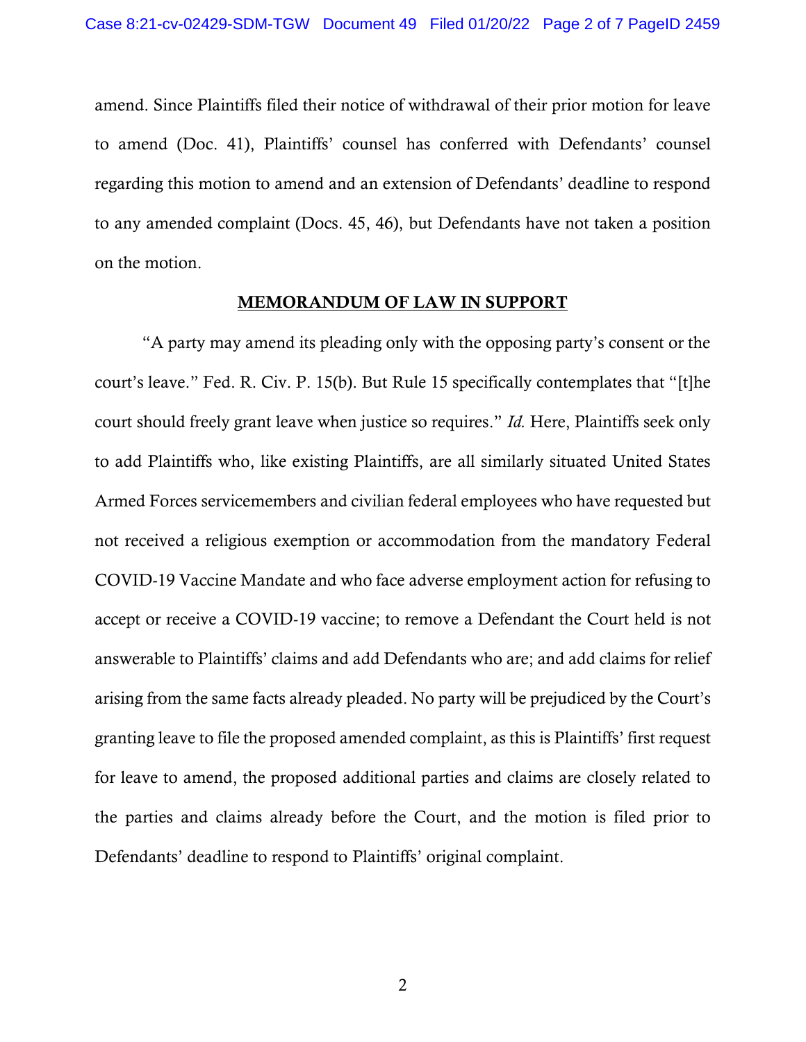amend. Since Plaintiffs filed their notice of withdrawal of their prior motion for leave to amend (Doc. 41), Plaintiffs' counsel has conferred with Defendants' counsel regarding this motion to amend and an extension of Defendants' deadline to respond to any amended complaint (Docs. 45, 46), but Defendants have not taken a position on the motion.

## **MEMORANDUM OF LAW IN SUPPORT**

"A party may amend its pleading only with the opposing party's consent or the court's leave." Fed. R. Civ. P. 15(b). But Rule 15 specifically contemplates that "[t]he court should freely grant leave when justice so requires." *Id.* Here, Plaintiffs seek only to add Plaintiffs who, like existing Plaintiffs, are all similarly situated United States Armed Forces servicemembers and civilian federal employees who have requested but not received a religious exemption or accommodation from the mandatory Federal COVID-19 Vaccine Mandate and who face adverse employment action for refusing to accept or receive a COVID-19 vaccine; to remove a Defendant the Court held is not answerable to Plaintiffs' claims and add Defendants who are; and add claims for relief arising from the same facts already pleaded. No party will be prejudiced by the Court's granting leave to file the proposed amended complaint, as this is Plaintiffs' first request for leave to amend, the proposed additional parties and claims are closely related to the parties and claims already before the Court, and the motion is filed prior to Defendants' deadline to respond to Plaintiffs' original complaint.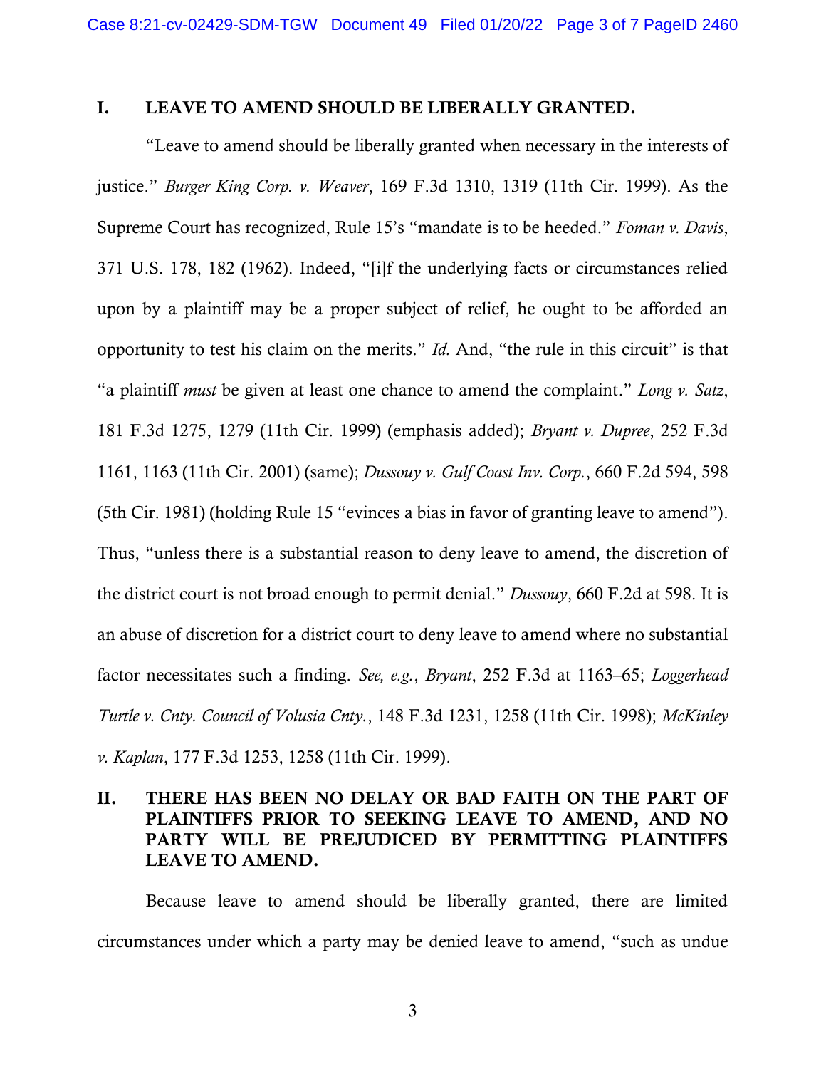## I. LEAVE TO AMEND SHOULD BE LIBERALLY GRANTED.

"Leave to amend should be liberally granted when necessary in the interests of justice." *Burger King Corp. v. Weaver*, 169 F.3d 1310, 1319 (11th Cir. 1999). As the Supreme Court has recognized, Rule 15's "mandate is to be heeded." *Foman v. Davis*, 371 U.S. 178, 182 (1962). Indeed, "[i]f the underlying facts or circumstances relied upon by a plaintiff may be a proper subject of relief, he ought to be afforded an opportunity to test his claim on the merits." *Id.* And, "the rule in this circuit" is that "a plaintiff *must* be given at least one chance to amend the complaint." *Long v. Satz*, 181 F.3d 1275, 1279 (11th Cir. 1999) (emphasis added); *Bryant v. Dupree*, 252 F.3d 1161, 1163 (11th Cir. 2001) (same); *Dussouy v. Gulf Coast Inv. Corp.*, 660 F.2d 594, 598 (5th Cir. 1981) (holding Rule 15 "evinces a bias in favor of granting leave to amend"). Thus, "unless there is a substantial reason to deny leave to amend, the discretion of the district court is not broad enough to permit denial." *Dussouy*, 660 F.2d at 598. It is an abuse of discretion for a district court to deny leave to amend where no substantial factor necessitates such a finding. *See, e.g.*, *Bryant*, 252 F.3d at 1163–65; *Loggerhead Turtle v. Cnty. Council of Volusia Cnty.*, 148 F.3d 1231, 1258 (11th Cir. 1998); *McKinley v. Kaplan*, 177 F.3d 1253, 1258 (11th Cir. 1999).

## II. THERE HAS BEEN NO DELAY OR BAD FAITH ON THE PART OF PLAINTIFFS PRIOR TO SEEKING LEAVE TO AMEND, AND NO PARTY WILL BE PREJUDICED BY PERMITTING PLAINTIFFS LEAVE TO AMEND.

Because leave to amend should be liberally granted, there are limited circumstances under which a party may be denied leave to amend, "such as undue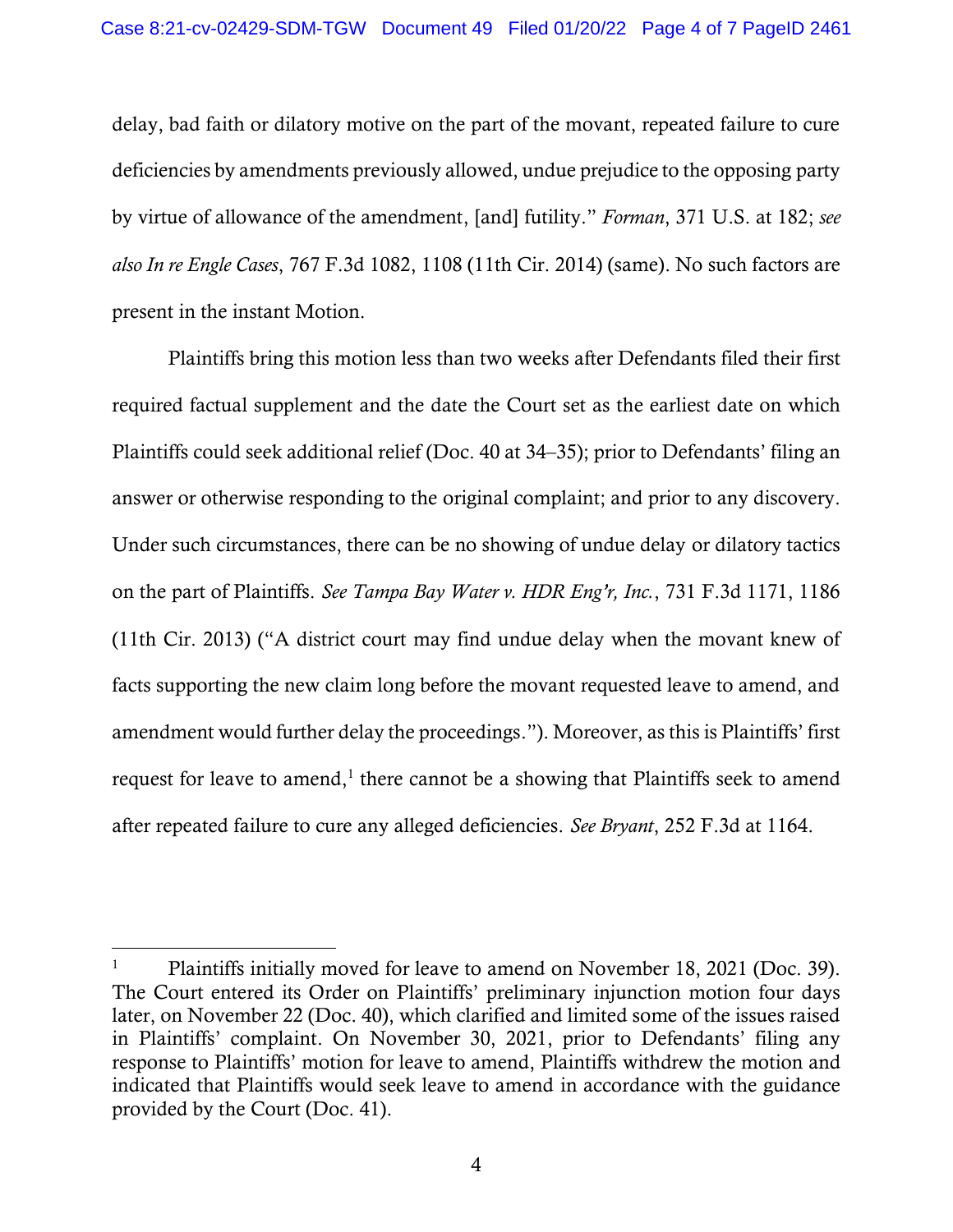delay, bad faith or dilatory motive on the part of the movant, repeated failure to cure deficiencies by amendments previously allowed, undue prejudice to the opposing party by virtue of allowance of the amendment, [and] futility." *Forman*, 371 U.S. at 182; *see also In re Engle Cases*, 767 F.3d 1082, 1108 (11th Cir. 2014) (same). No such factors are present in the instant Motion.

Plaintiffs bring this motion less than two weeks after Defendants filed their first required factual supplement and the date the Court set as the earliest date on which Plaintiffs could seek additional relief (Doc. 40 at 34–35); prior to Defendants' filing an answer or otherwise responding to the original complaint; and prior to any discovery. Under such circumstances, there can be no showing of undue delay or dilatory tactics on the part of Plaintiffs. *See Tampa Bay Water v. HDR Eng'r, Inc.*, 731 F.3d 1171, 1186 (11th Cir. 2013) ("A district court may find undue delay when the movant knew of facts supporting the new claim long before the movant requested leave to amend, and amendment would further delay the proceedings."). Moreover, as this is Plaintiffs' first request for leave to amend,[1] there cannot be a showing that Plaintiffs seek to amend after repeated failure to cure any alleged deficiencies. *See Bryant*, 252 F.3d at 1164.

---

[1] Plaintiffs initially moved for leave to amend on November 18, 2021 (Doc. 39). The Court entered its Order on Plaintiffs' preliminary injunction motion four days later, on November 22 (Doc. 40), which clarified and limited some of the issues raised in Plaintiffs' complaint. On November 30, 2021, prior to Defendants' filing any response to Plaintiffs' motion for leave to amend, Plaintiffs withdrew the motion and indicated that Plaintiffs would seek leave to amend in accordance with the guidance provided by the Court (Doc. 41).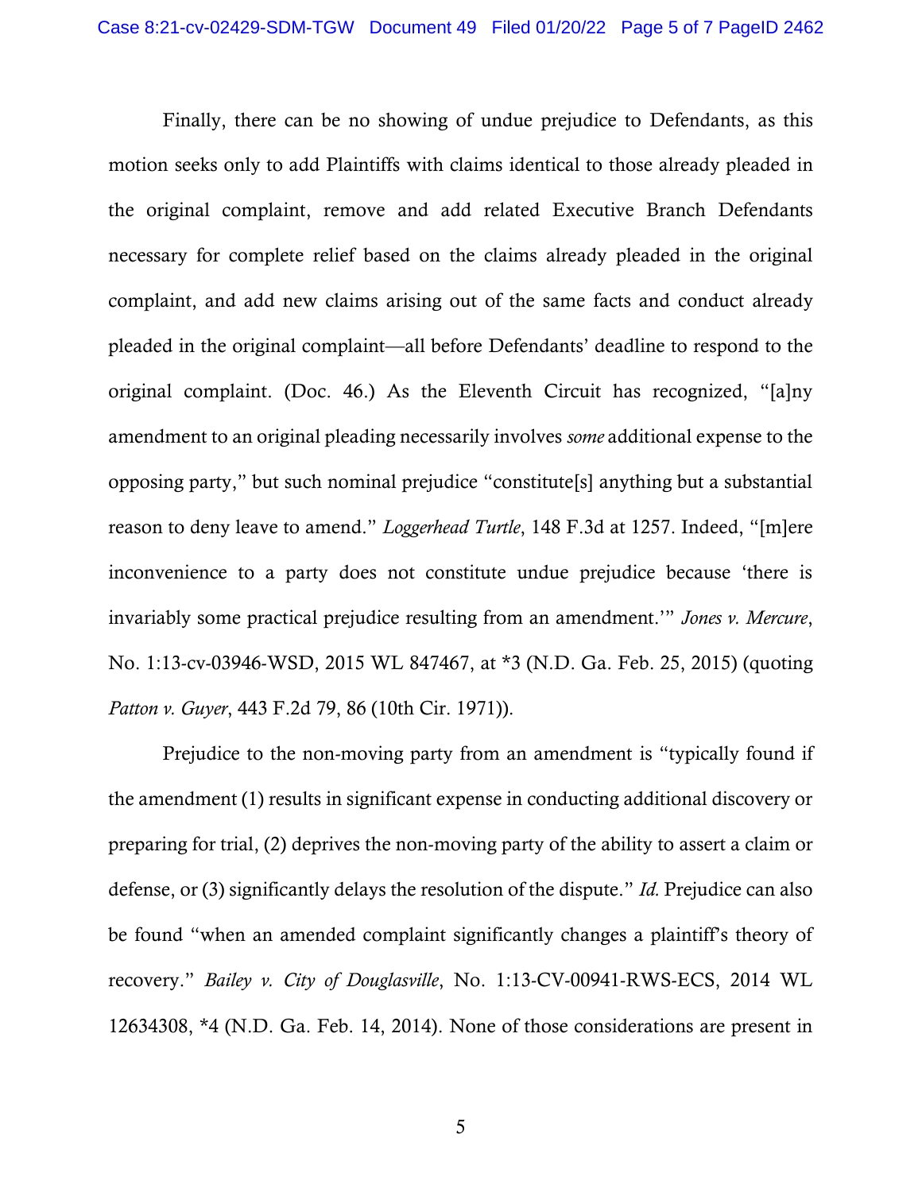Finally, there can be no showing of undue prejudice to Defendants, as this motion seeks only to add Plaintiffs with claims identical to those already pleaded in the original complaint, remove and add related Executive Branch Defendants necessary for complete relief based on the claims already pleaded in the original complaint, and add new claims arising out of the same facts and conduct already pleaded in the original complaint—all before Defendants' deadline to respond to the original complaint. (Doc. 46.) As the Eleventh Circuit has recognized, "[a]ny amendment to an original pleading necessarily involves *some* additional expense to the opposing party," but such nominal prejudice "constitute[s] anything but a substantial reason to deny leave to amend." *Loggerhead Turtle*, 148 F.3d at 1257. Indeed, "[m]ere inconvenience to a party does not constitute undue prejudice because 'there is invariably some practical prejudice resulting from an amendment.'" *Jones v. Mercure*, No. 1:13-cv-03946-WSD, 2015 WL 847467, at *3 (N.D. Ga. Feb. 25, 2015) (quoting *Patton v. Guyer*, 443 F.2d 79, 86 (10th Cir. 1971)).

Prejudice to the non-moving party from an amendment is "typically found if the amendment (1) results in significant expense in conducting additional discovery or preparing for trial, (2) deprives the non-moving party of the ability to assert a claim or defense, or (3) significantly delays the resolution of the dispute." *Id.* Prejudice can also be found "when an amended complaint significantly changes a plaintiff's theory of recovery." *Bailey v. City of Douglasville*, No. 1:13-CV-00941-RWS-ECS, 2014 WL 12634308, *4 (N.D. Ga. Feb. 14, 2014). None of those considerations are present in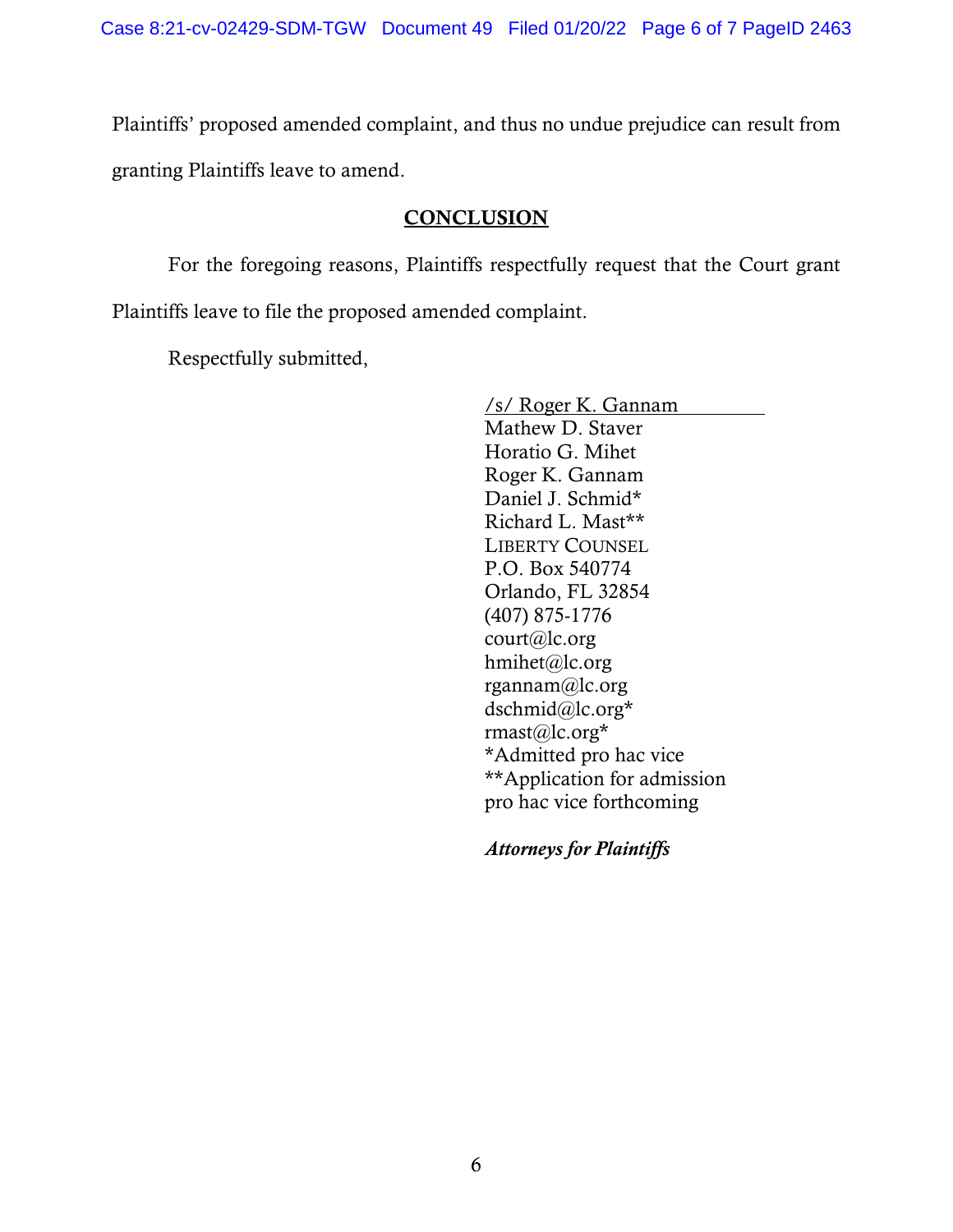Plaintiffs' proposed amended complaint, and thus no undue prejudice can result from granting Plaintiffs leave to amend.

## CONCLUSION

For the foregoing reasons, Plaintiffs respectfully request that the Court grant Plaintiffs leave to file the proposed amended complaint.

Respectfully submitted,

/s/ Roger K. Gannam
Mathew D. Staver
Horatio G. Mihet
Roger K. Gannam
Daniel J. Schmid*
Richard L. Mast**
LIBERTY COUNSEL
P.O. Box 540774
Orlando, FL 32854
(407) 875-1776
court@lc.org
hmihet@lc.org
rgannam@lc.org
dschmid@lc.org*
rmast@lc.org*
*Admitted pro hac vice
**Application for admission pro hac vice forthcoming

***Attorneys for Plaintiffs***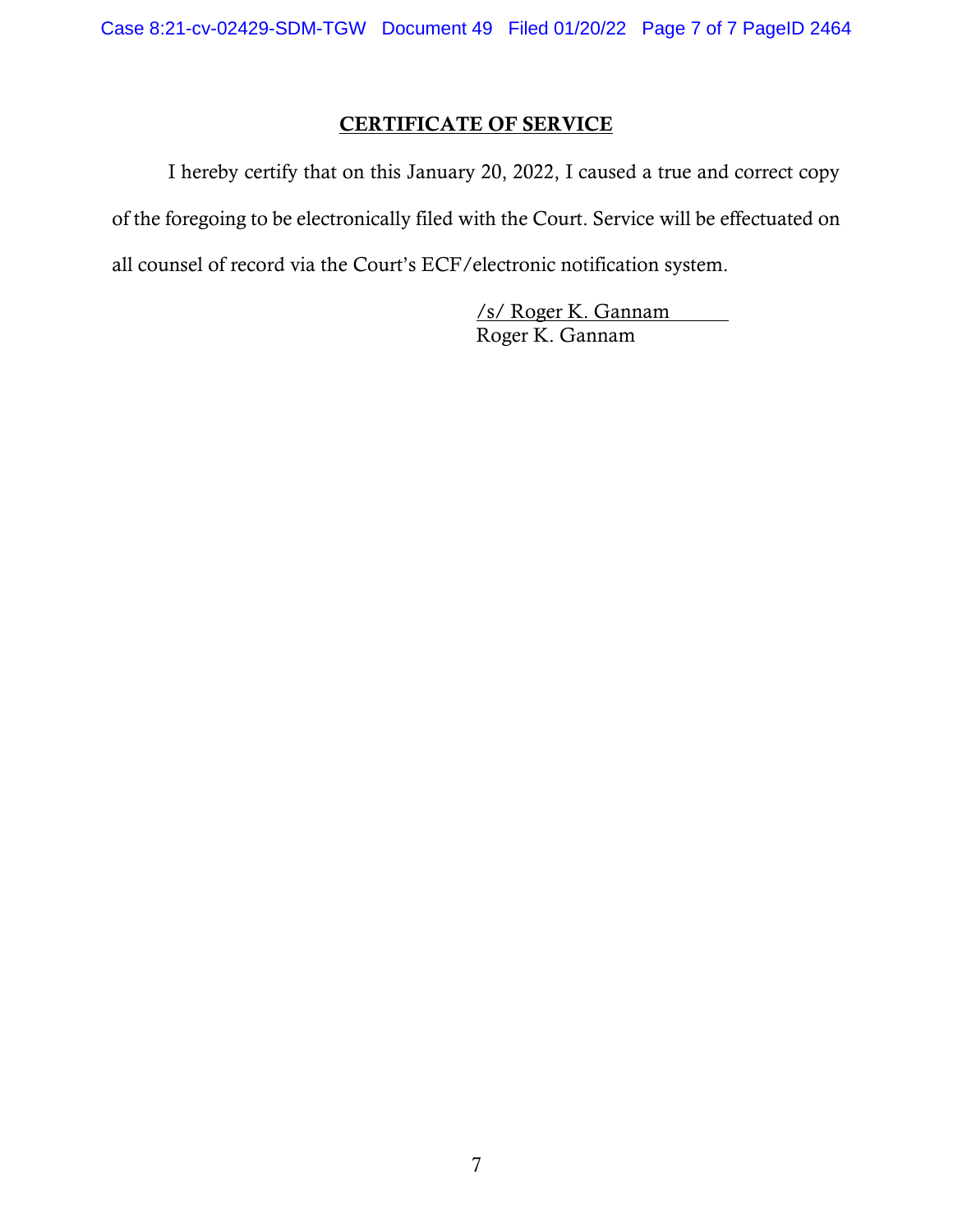## CERTIFICATE OF SERVICE

I hereby certify that on this January 20, 2022, I caused a true and correct copy of the foregoing to be electronically filed with the Court. Service will be effectuated on all counsel of record via the Court's ECF/electronic notification system.

/s/ Roger K. Gannam
Roger K. Gannam